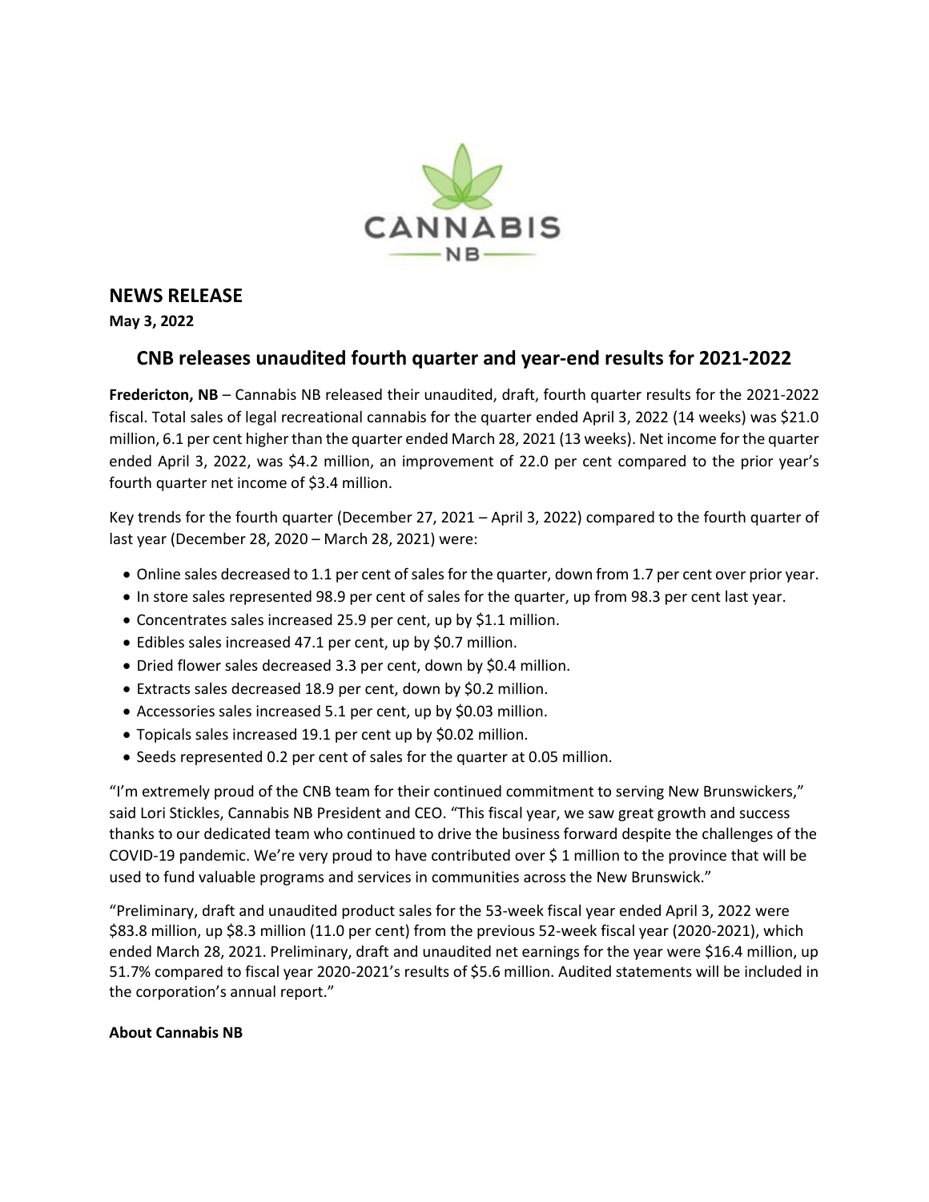## NEWS RELEASE

**May 3, 2022**

## CNB releases unaudited fourth quarter and year-end results for 2021-2022

**Fredericton, NB** – Cannabis NB released their unaudited, draft, fourth quarter results for the 2021-2022 fiscal. Total sales of legal recreational cannabis for the quarter ended April 3, 2022 (14 weeks) was $21.0 million, 6.1 per cent higher than the quarter ended March 28, 2021 (13 weeks). Net income for the quarter ended April 3, 2022, was $4.2 million, an improvement of 22.0 per cent compared to the prior year's fourth quarter net income of $3.4 million.

Key trends for the fourth quarter (December 27, 2021 – April 3, 2022) compared to the fourth quarter of last year (December 28, 2020 – March 28, 2021) were:

- Online sales decreased to 1.1 per cent of sales for the quarter, down from 1.7 per cent over prior year.
- In store sales represented 98.9 per cent of sales for the quarter, up from 98.3 per cent last year.
- Concentrates sales increased 25.9 per cent, up by $1.1 million.
- Edibles sales increased 47.1 per cent, up by $0.7 million.
- Dried flower sales decreased 3.3 per cent, down by $0.4 million.
- Extracts sales decreased 18.9 per cent, down by $0.2 million.
- Accessories sales increased 5.1 per cent, up by $0.03 million.
- Topicals sales increased 19.1 per cent up by $0.02 million.
- Seeds represented 0.2 per cent of sales for the quarter at 0.05 million.

"I'm extremely proud of the CNB team for their continued commitment to serving New Brunswickers," said Lori Stickles, Cannabis NB President and CEO. "This fiscal year, we saw great growth and success thanks to our dedicated team who continued to drive the business forward despite the challenges of the COVID-19 pandemic. We're very proud to have contributed over $ 1 million to the province that will be used to fund valuable programs and services in communities across the New Brunswick."

"Preliminary, draft and unaudited product sales for the 53-week fiscal year ended April 3, 2022 were $83.8 million, up $8.3 million (11.0 per cent) from the previous 52-week fiscal year (2020-2021), which ended March 28, 2021. Preliminary, draft and unaudited net earnings for the year were $16.4 million, up 51.7% compared to fiscal year 2020-2021's results of $5.6 million. Audited statements will be included in the corporation's annual report."

**About Cannabis NB**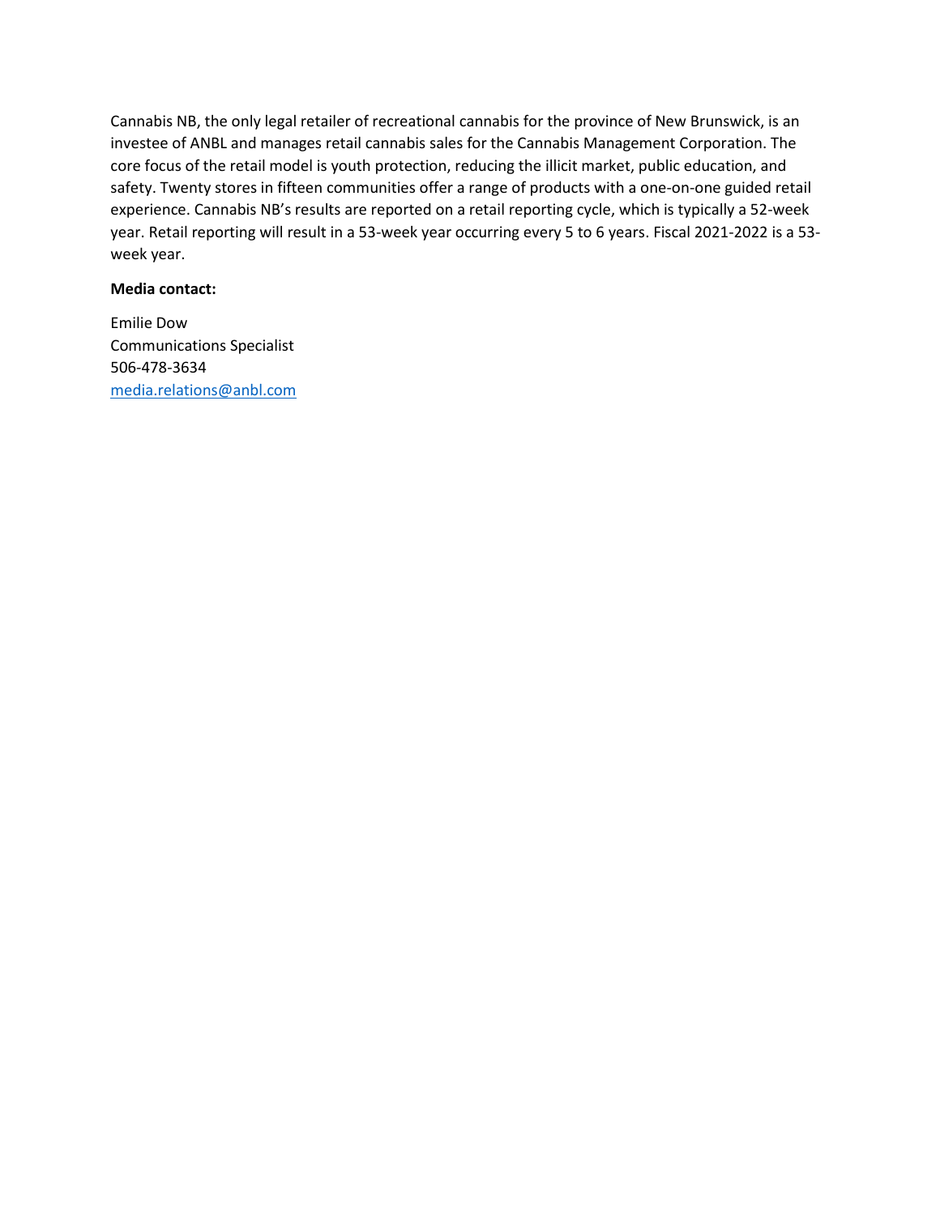Cannabis NB, the only legal retailer of recreational cannabis for the province of New Brunswick, is an investee of ANBL and manages retail cannabis sales for the Cannabis Management Corporation. The core focus of the retail model is youth protection, reducing the illicit market, public education, and safety. Twenty stores in fifteen communities offer a range of products with a one-on-one guided retail experience. Cannabis NB's results are reported on a retail reporting cycle, which is typically a 52-week year. Retail reporting will result in a 53-week year occurring every 5 to 6 years. Fiscal 2021-2022 is a 53-week year.

**Media contact:**

Emilie Dow
Communications Specialist
506-478-3634
media.relations@anbl.com